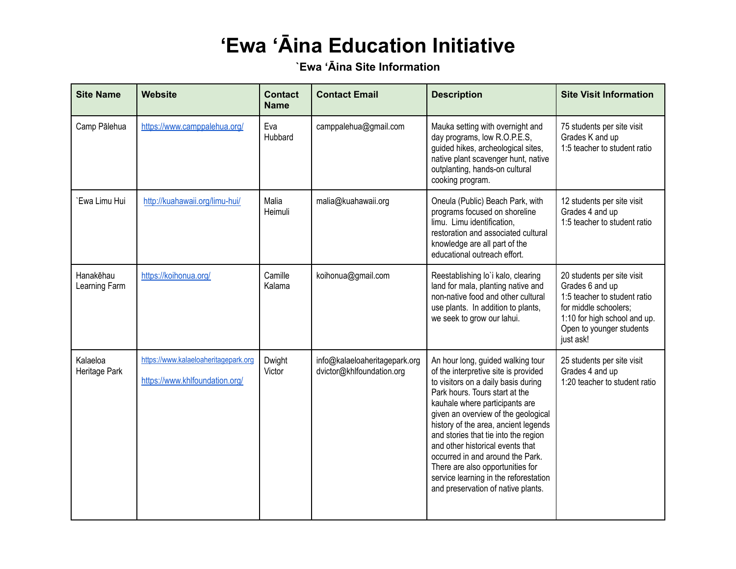# ‘Ewa ‘Āina Education Initiative

## `Ewa ‘Āina Site Information

| Site Name | Website | Contact Name | Contact Email | Description | Site Visit Information |
|---|---|---|---|---|---|
| Camp Pālehua | https://www.camppalehua.org/ | Eva Hubbard | camppalehua@gmail.com | Mauka setting with overnight and day programs, low R.O.P.E.S, guided hikes, archeological sites, native plant scavenger hunt, native outplanting, hands-on cultural cooking program. | 75 students per site visit<br>Grades K and up<br>1:5 teacher to student ratio |
| `Ewa Limu Hui | http://kuahawaii.org/limu-hui/ | Malia Heimuli | malia@kuahawaii.org | Oneula (Public) Beach Park, with programs focused on shoreline limu. Limu identification, restoration and associated cultural knowledge are all part of the educational outreach effort. | 12 students per site visit<br>Grades 4 and up<br>1:5 teacher to student ratio |
| Hanakēhau Learning Farm | https://koihonua.org/ | Camille Kalama | koihonua@gmail.com | Reestablishing lo`i kalo, clearing land for mala, planting native and non-native food and other cultural use plants. In addition to plants, we seek to grow our lahui. | 20 students per site visit<br>Grades 6 and up<br>1:5 teacher to student ratio for middle schoolers;<br>1:10 for high school and up.<br>Open to younger students just ask! |
| Kalaeloa Heritage Park | https://www.kalaeloaheritagepark.org<br><br>https://www.khlfoundation.org/ | Dwight Victor | info@kalaeloaheritagepark.org<br>dvictor@khlfoundation.org | An hour long, guided walking tour of the interpretive site is provided to visitors on a daily basis during Park hours. Tours start at the kauhale where participants are given an overview of the geological history of the area, ancient legends and stories that tie into the region and other historical events that occurred in and around the Park. There are also opportunities for service learning in the reforestation and preservation of native plants. | 25 students per site visit<br>Grades 4 and up<br>1:20 teacher to student ratio |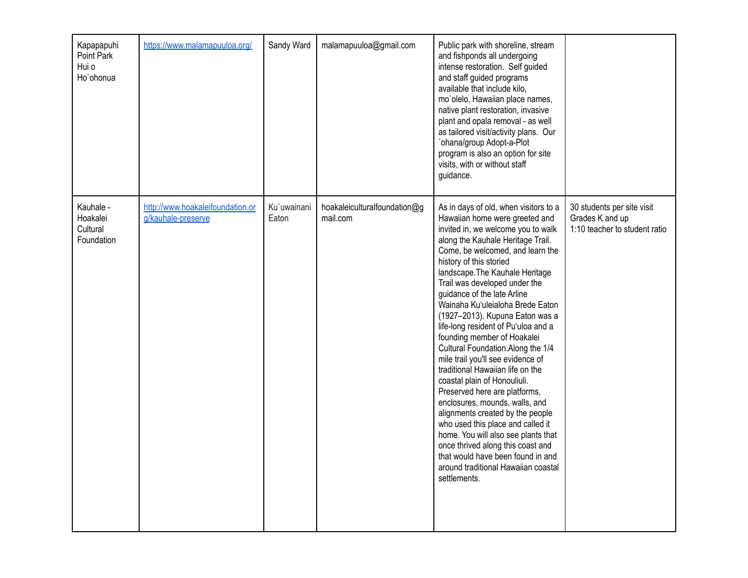| | | | | | |
|---|---|---|---|---|---|
| Kapapapuhi Point Park Hui o Ho`ohonua | https://www.malamapuuloa.org/ | Sandy Ward | malamapuuloa@gmail.com | Public park with shoreline, stream and fishponds all undergoing intense restoration. Self guided and staff guided programs available that include kilo, mo`olelo, Hawaiian place names, native plant restoration, invasive plant and opala removal - as well as tailored visit/activity plans. Our `ohana/group Adopt-a-Plot program is also an option for site visits, with or without staff guidance. | |
| Kauhale - Hoakalei Cultural Foundation | http://www.hoakaleifoundation.org/kauhale-preserve | Ku`uwainani Eaton | hoakaleiculturalfoundation@gmail.com | As in days of old, when visitors to a Hawaiian home were greeted and invited in, we welcome you to walk along the Kauhale Heritage Trail. Come, be welcomed, and learn the history of this storied landscape.The Kauhale Heritage Trail was developed under the guidance of the late Arline Wainaha Ku'uleialoha Brede Eaton (1927–2013). Kupuna Eaton was a life-long resident of Pu'uloa and a founding member of Hoakalei Cultural Foundation.Along the 1/4 mile trail you'll see evidence of traditional Hawaiian life on the coastal plain of Honouliuli. Preserved here are platforms, enclosures, mounds, walls, and alignments created by the people who used this place and called it home. You will also see plants that once thrived along this coast and that would have been found in and around traditional Hawaiian coastal settlements. | 30 students per site visit<br>Grades K and up<br>1:10 teacher to student ratio |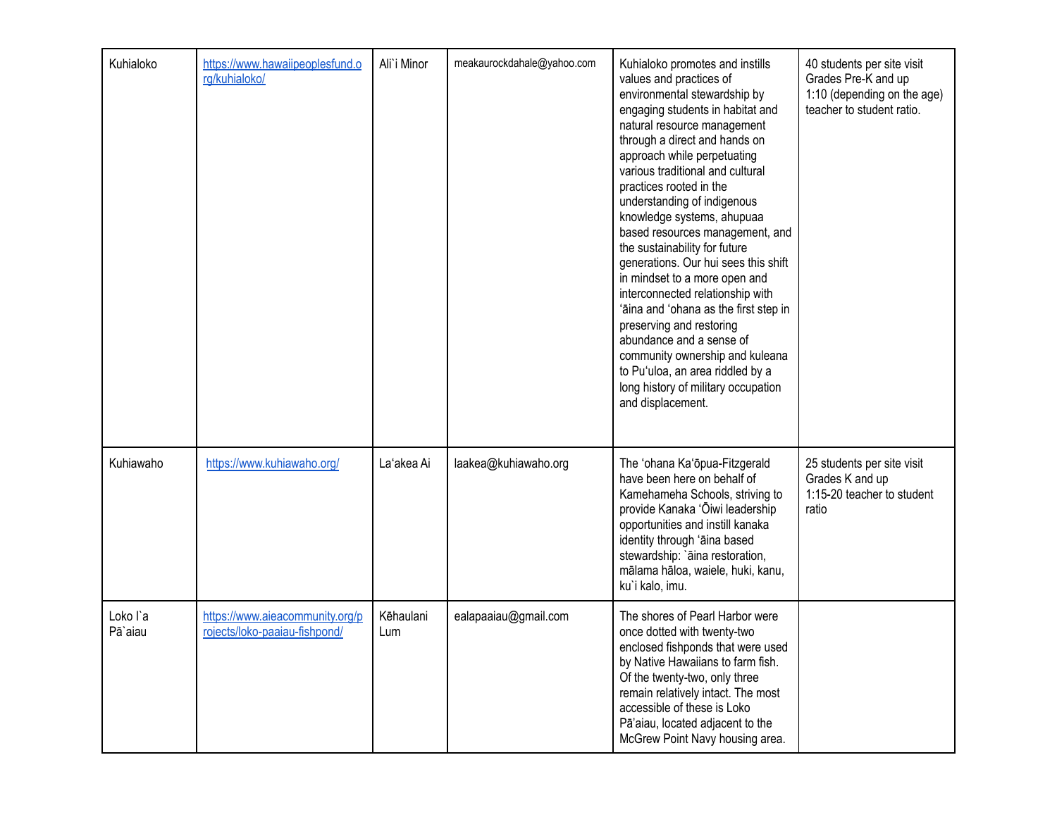| | | | | | |
|---|---|---|---|---|---|
| Kuhialoko | https://www.hawaiipeoplesfund.org/kuhialoko/ | Ali`i Minor | meakaurockdahale@yahoo.com | Kuhialoko promotes and instills values and practices of environmental stewardship by engaging students in habitat and natural resource management through a direct and hands on approach while perpetuating various traditional and cultural practices rooted in the understanding of indigenous knowledge systems, ahupuaa based resources management, and the sustainability for future generations. Our hui sees this shift in mindset to a more open and interconnected relationship with ʻāina and ʻohana as the first step in preserving and restoring abundance and a sense of community ownership and kuleana to Puʻuloa, an area riddled by a long history of military occupation and displacement. | 40 students per site visit<br>Grades Pre-K and up<br>1:10 (depending on the age) teacher to student ratio. |
| Kuhiawaho | https://www.kuhiawaho.org/ | La‘akea Ai | laakea@kuhiawaho.org | The ʻohana Kaʻōpua-Fitzgerald have been here on behalf of Kamehameha Schools, striving to provide Kanaka ʻŌiwi leadership opportunities and instill kanaka identity through ʻāina based stewardship: `āina restoration, mālama hāloa, waiele, huki, kanu, ku`i kalo, imu. | 25 students per site visit<br>Grades K and up<br>1:15-20 teacher to student ratio |
| Loko I`a Pā`aiau | https://www.aieacommunity.org/projects/loko-paaiau-fishpond/ | Kēhaulani Lum | ealapaaiau@gmail.com | The shores of Pearl Harbor were once dotted with twenty-two enclosed fishponds that were used by Native Hawaiians to farm fish. Of the twenty-two, only three remain relatively intact. The most accessible of these is Loko Pāʻaiau, located adjacent to the McGrew Point Navy housing area. | |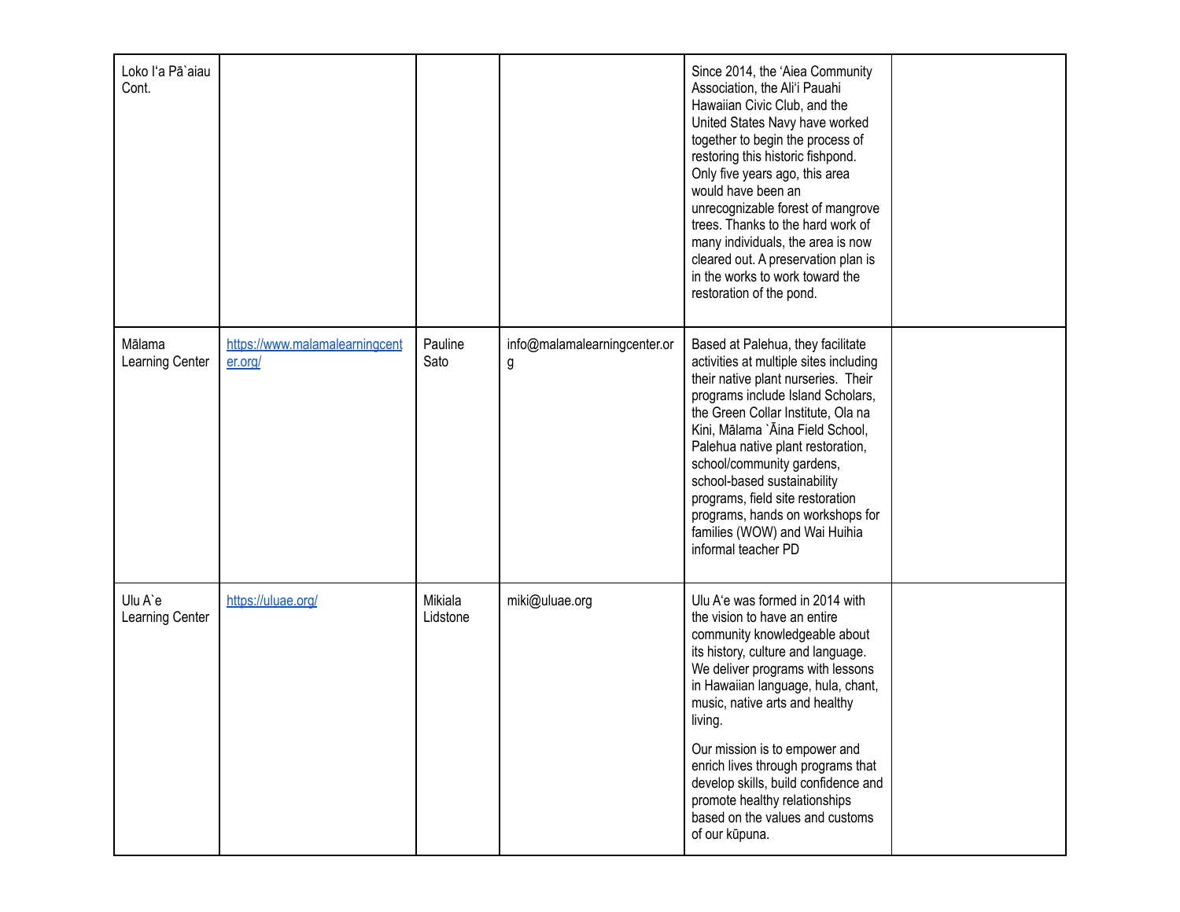| | | | | | |
|---|---|---|---|---|---|
| Loko Iʻa Pā`aiau Cont. | | | | Since 2014, the ʻAiea Community Association, the Aliʻi Pauahi Hawaiian Civic Club, and the United States Navy have worked together to begin the process of restoring this historic fishpond. Only five years ago, this area would have been an unrecognizable forest of mangrove trees. Thanks to the hard work of many individuals, the area is now cleared out. A preservation plan is in the works to work toward the restoration of the pond. | |
| Mālama Learning Center | [https://www.malamalearningcenter.org/](https://www.malamalearningcenter.org/) | Pauline Sato | info@malamalearningcenter.org | Based at Palehua, they facilitate activities at multiple sites including their native plant nurseries. Their programs include Island Scholars, the Green Collar Institute, Ola na Kini, Mālama `Āina Field School, Palehua native plant restoration, school/community gardens, school-based sustainability programs, field site restoration programs, hands on workshops for families (WOW) and Wai Huihia informal teacher PD | |
| Ulu A`e Learning Center | [https://uluae.org/](https://uluae.org/) | Mikiala Lidstone | miki@uluae.org | Ulu Aʻe was formed in 2014 with the vision to have an entire community knowledgeable about its history, culture and language. We deliver programs with lessons in Hawaiian language, hula, chant, music, native arts and healthy living.<br><br>Our mission is to empower and enrich lives through programs that develop skills, build confidence and promote healthy relationships based on the values and customs of our kūpuna. | |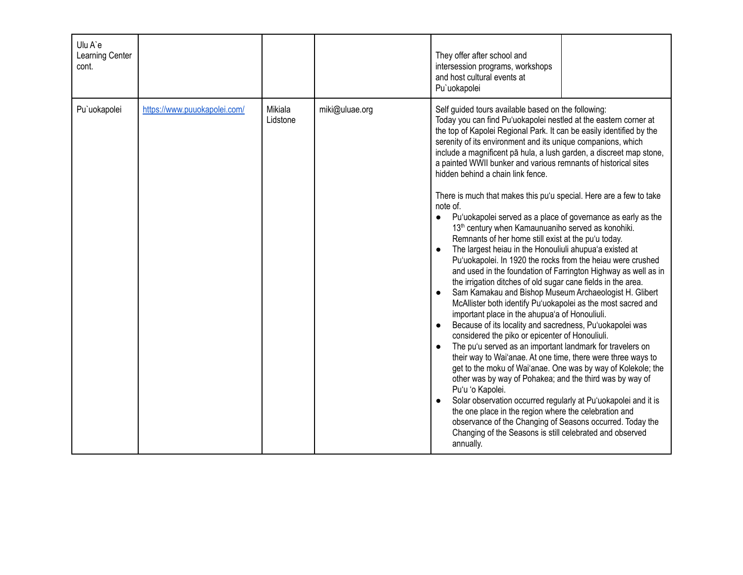| | | | | | |
|---|---|---|---|---|---|
| Ulu A`e Learning Center cont. | | | | They offer after school and intersession programs, workshops and host cultural events at Pu`uokapolei | |
| Pu`uokapolei | https://www.puuokapolei.com/ | Mikiala Lidstone | miki@uluae.org | Self guided tours available based on the following:<br>Today you can find Puʻuokapolei nestled at the eastern corner at the top of Kapolei Regional Park. It can be easily identified by the serenity of its environment and its unique companions, which include a magnificent pā hula, a lush garden, a discreet map stone, a painted WWII bunker and various remnants of historical sites hidden behind a chain link fence.<br><br>There is much that makes this puʻu special. Here are a few to take note of.<br>● Puʻuokapolei served as a place of governance as early as the 13th century when Kamaunuaniho served as konohiki. Remnants of her home still exist at the puʻu today.<br>● The largest heiau in the Honouliuli ahupuaʻa existed at Puʻuokapolei. In 1920 the rocks from the heiau were crushed and used in the foundation of Farrington Highway as well as in the irrigation ditches of old sugar cane fields in the area.<br>● Sam Kamakau and Bishop Museum Archaeologist H. Glibert McAllister both identify Puʻuokapolei as the most sacred and important place in the ahupuaʻa of Honouliuli.<br>● Because of its locality and sacredness, Puʻuokapolei was considered the piko or epicenter of Honouliuli.<br>● The puʻu served as an important landmark for travelers on their way to Waiʻanae. At one time, there were three ways to get to the moku of Waiʻanae. One was by way of Kolekole; the other was by way of Pohakea; and the third was by way of Puʻu ʻo Kapolei.<br>● Solar observation occurred regularly at Puʻuokapolei and it is the one place in the region where the celebration and observance of the Changing of Seasons occurred. Today the Changing of the Seasons is still celebrated and observed annually. | |